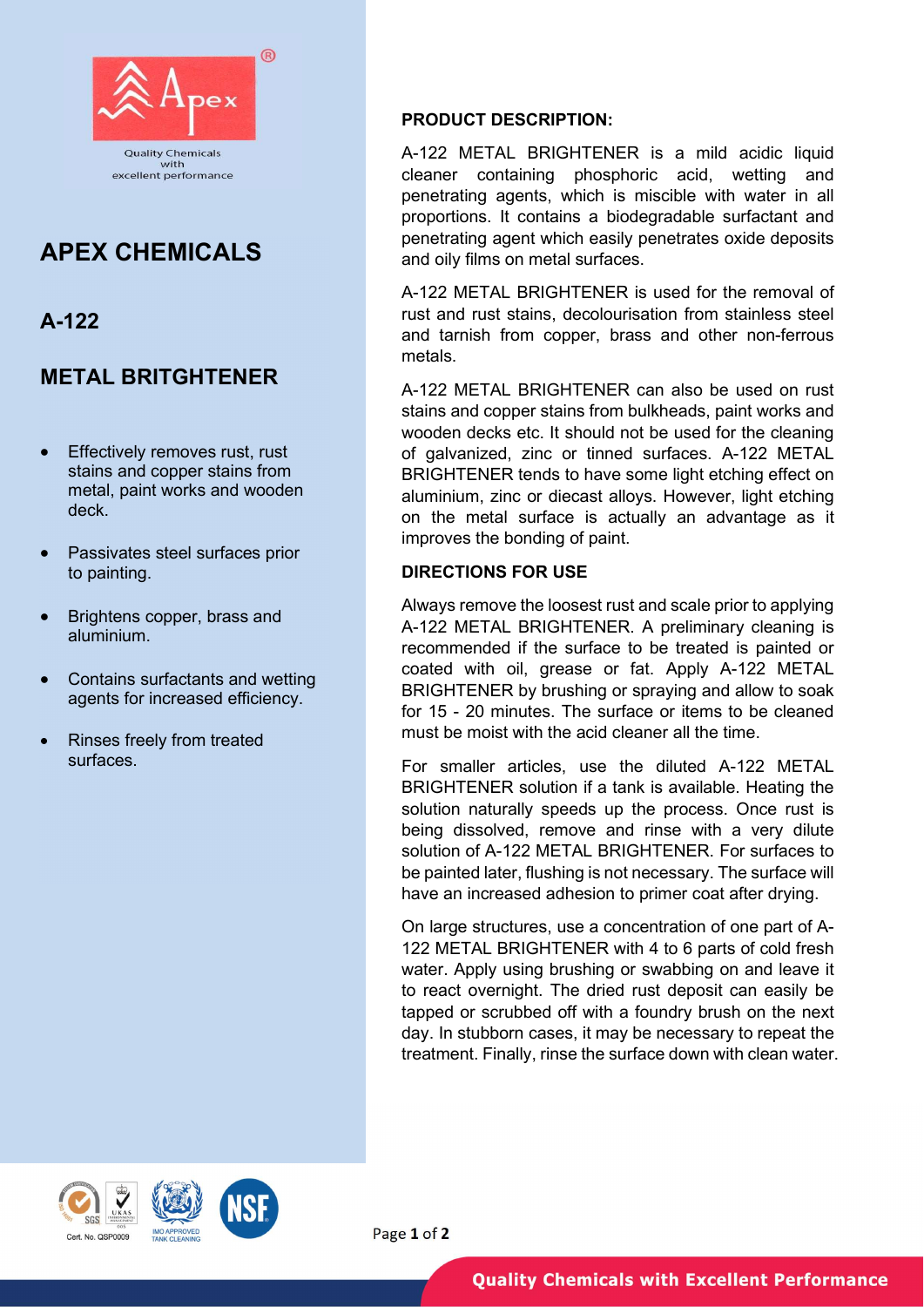Quality Chemicals with excellent performance

# APEX CHEMICALS

## A-122

## METAL BRITGHTENER

- Effectively removes rust, rust stains and copper stains from metal, paint works and wooden deck.
- Passivates steel surfaces prior to painting.
- Brightens copper, brass and aluminium.
- Contains surfactants and wetting agents for increased efficiency.
- Rinses freely from treated surfaces.

### PRODUCT DESCRIPTION:

A-122 METAL BRIGHTENER is a mild acidic liquid cleaner containing phosphoric acid, wetting and penetrating agents, which is miscible with water in all proportions. It contains a biodegradable surfactant and penetrating agent which easily penetrates oxide deposits and oily films on metal surfaces.

A-122 METAL BRIGHTENER is used for the removal of rust and rust stains, decolourisation from stainless steel and tarnish from copper, brass and other non-ferrous metals.

A-122 METAL BRIGHTENER can also be used on rust stains and copper stains from bulkheads, paint works and wooden decks etc. It should not be used for the cleaning of galvanized, zinc or tinned surfaces. A-122 METAL BRIGHTENER tends to have some light etching effect on aluminium, zinc or diecast alloys. However, light etching on the metal surface is actually an advantage as it improves the bonding of paint.

### DIRECTIONS FOR USE

Always remove the loosest rust and scale prior to applying A-122 METAL BRIGHTENER. A preliminary cleaning is recommended if the surface to be treated is painted or coated with oil, grease or fat. Apply A-122 METAL BRIGHTENER by brushing or spraying and allow to soak for 15 - 20 minutes. The surface or items to be cleaned must be moist with the acid cleaner all the time.

For smaller articles, use the diluted A-122 METAL BRIGHTENER solution if a tank is available. Heating the solution naturally speeds up the process. Once rust is being dissolved, remove and rinse with a very dilute solution of A-122 METAL BRIGHTENER. For surfaces to be painted later, flushing is not necessary. The surface will have an increased adhesion to primer coat after drying.

On large structures, use a concentration of one part of A-122 METAL BRIGHTENER with 4 to 6 parts of cold fresh water. Apply using brushing or swabbing on and leave it to react overnight. The dried rust deposit can easily be tapped or scrubbed off with a foundry brush on the next day. In stubborn cases, it may be necessary to repeat the treatment. Finally, rinse the surface down with clean water.

Cert. No. QSP0009

IMO APPROVED TANK CLEANING

Quality Chemicals with Excellent Performance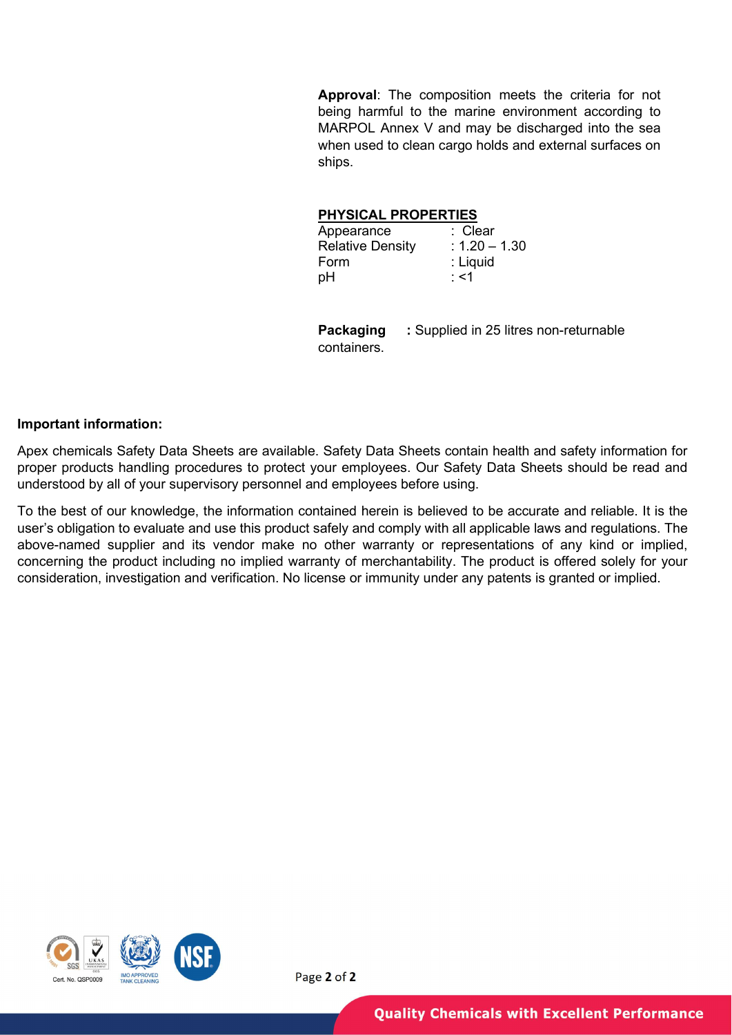**Approval**: The composition meets the criteria for not being harmful to the marine environment according to MARPOL Annex V and may be discharged into the sea when used to clean cargo holds and external surfaces on ships.

## PHYSICAL PROPERTIES

| | |
|---|---|
| Appearance | : Clear |
| Relative Density | : 1.20 – 1.30 |
| Form | : Liquid |
| pH | : <1 |

**Packaging** : Supplied in 25 litres non-returnable containers.

**Important information:**

Apex chemicals Safety Data Sheets are available. Safety Data Sheets contain health and safety information for proper products handling procedures to protect your employees. Our Safety Data Sheets should be read and understood by all of your supervisory personnel and employees before using.

To the best of our knowledge, the information contained herein is believed to be accurate and reliable. It is the user's obligation to evaluate and use this product safely and comply with all applicable laws and regulations. The above-named supplier and its vendor make no other warranty or representations of any kind or implied, concerning the product including no implied warranty of merchantability. The product is offered solely for your consideration, investigation and verification. No license or immunity under any patents is granted or implied.

Cert. No. QSP0009

IMO APPROVED TANK CLEANING

Quality Chemicals with Excellent Performance